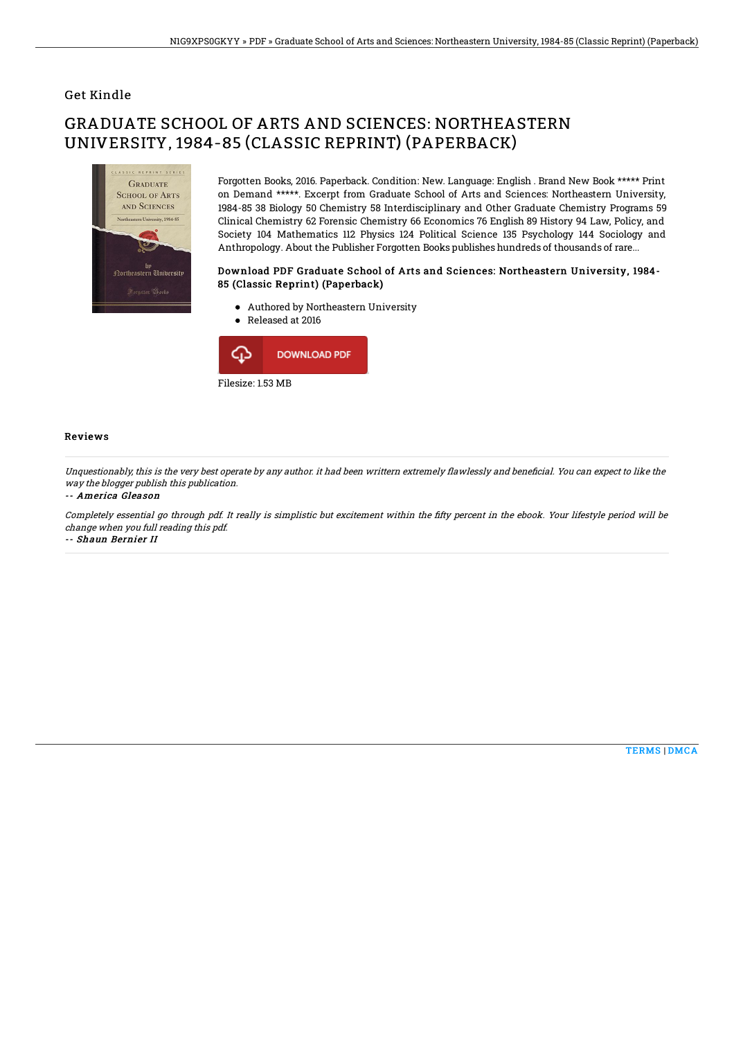## Get Kindle

# GRADUATE SCHOOL OF ARTS AND SCIENCES: NORTHEASTERN UNIVERSITY, 1984-85 (CLASSIC REPRINT) (PAPERBACK)

Forgotten Books, 2016. Paperback. Condition: New. Language: English . Brand New Book ***** Print on Demand *****. Excerpt from Graduate School of Arts and Sciences: Northeastern University, 1984-85 38 Biology 50 Chemistry 58 Interdisciplinary and Other Graduate Chemistry Programs 59 Clinical Chemistry 62 Forensic Chemistry 66 Economics 76 English 89 History 94 Law, Policy, and Society 104 Mathematics 112 Physics 124 Political Science 135 Psychology 144 Sociology and Anthropology. About the Publisher Forgotten Books publishes hundreds of thousands of rare...

### Download PDF Graduate School of Arts and Sciences: Northeastern University, 1984-85 (Classic Reprint) (Paperback)

- Authored by Northeastern University
- Released at 2016

DOWNLOAD PDF

Filesize: 1.53 MB

### Reviews

*Unquestionably, this is the very best operate by any author. it had been writtern extremely flawlessly and beneficial. You can expect to like the way the blogger publish this publication.*

*-- America Gleason*

*Completely essential go through pdf. It really is simplistic but excitement within the fifty percent in the ebook. Your lifestyle period will be change when you full reading this pdf.*

*-- Shaun Bernier II*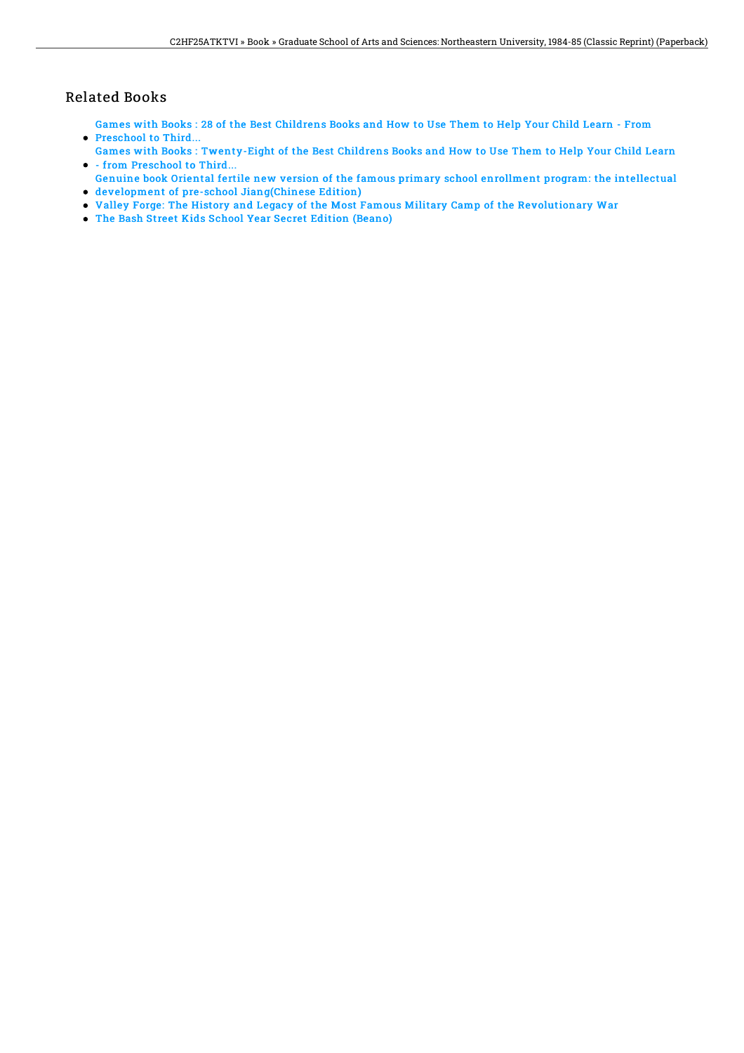## Related Books

- Games with Books : 28 of the Best Childrens Books and How to Use Them to Help Your Child Learn - From Preschool to Third...
- Games with Books : Twenty-Eight of the Best Childrens Books and How to Use Them to Help Your Child Learn - from Preschool to Third...
- Genuine book Oriental fertile new version of the famous primary school enrollment program: the intellectual development of pre-school Jiang(Chinese Edition)
- Valley Forge: The History and Legacy of the Most Famous Military Camp of the Revolutionary War
- The Bash Street Kids School Year Secret Edition (Beano)